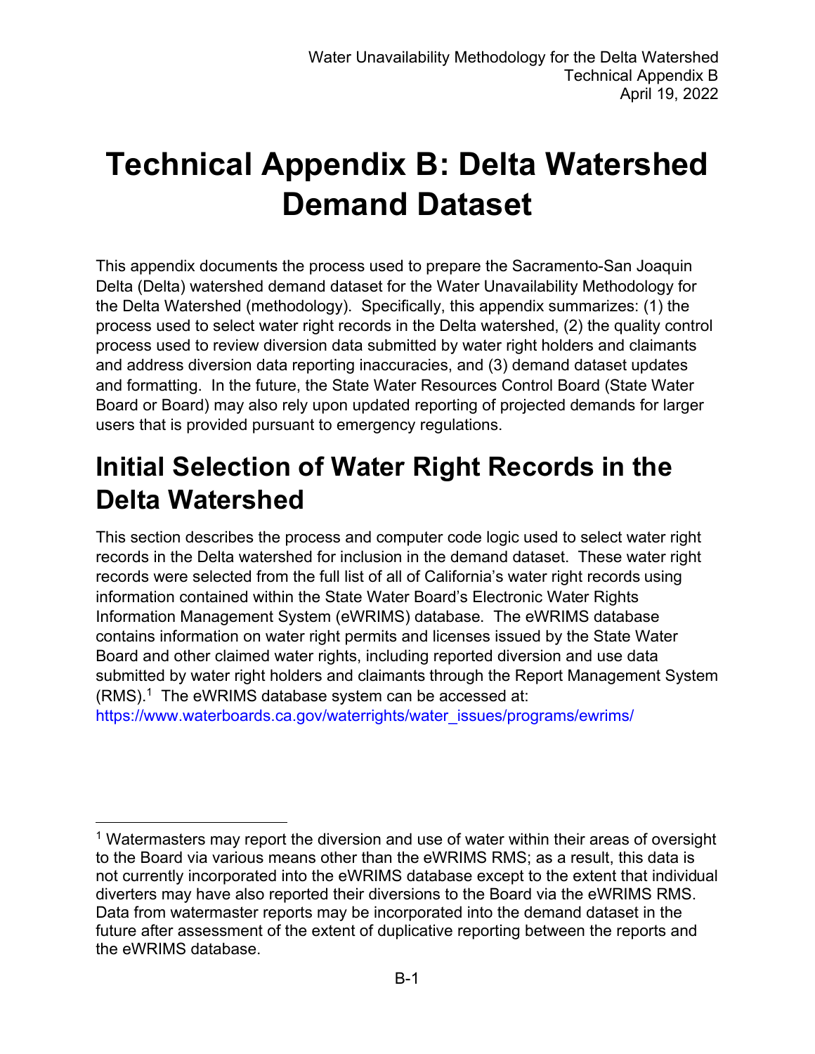# Technical Appendix B: Delta Watershed Demand Dataset

This appendix documents the process used to prepare the Sacramento-San Joaquin Delta (Delta) watershed demand dataset for the Water Unavailability Methodology for the Delta Watershed (methodology). Specifically, this appendix summarizes: (1) the process used to select water right records in the Delta watershed, (2) the quality control process used to review diversion data submitted by water right holders and claimants and address diversion data reporting inaccuracies, and (3) demand dataset updates and formatting. In the future, the State Water Resources Control Board (State Water Board or Board) may also rely upon updated reporting of projected demands for larger users that is provided pursuant to emergency regulations.

## Initial Selection of Water Right Records in the Delta Watershed

This section describes the process and computer code logic used to select water right records in the Delta watershed for inclusion in the demand dataset. These water right records were selected from the full list of all of California's water right records using information contained within the State Water Board's Electronic Water Rights Information Management System (eWRIMS) database. The eWRIMS database contains information on water right permits and licenses issued by the State Water Board and other claimed water rights, including reported diversion and use data submitted by water right holders and claimants through the Report Management System (RMS).[1] The eWRIMS database system can be accessed at: https://www.waterboards.ca.gov/waterrights/water_issues/programs/ewrims/

[1] Watermasters may report the diversion and use of water within their areas of oversight to the Board via various means other than the eWRIMS RMS; as a result, this data is not currently incorporated into the eWRIMS database except to the extent that individual diverters may have also reported their diversions to the Board via the eWRIMS RMS. Data from watermaster reports may be incorporated into the demand dataset in the future after assessment of the extent of duplicative reporting between the reports and the eWRIMS database.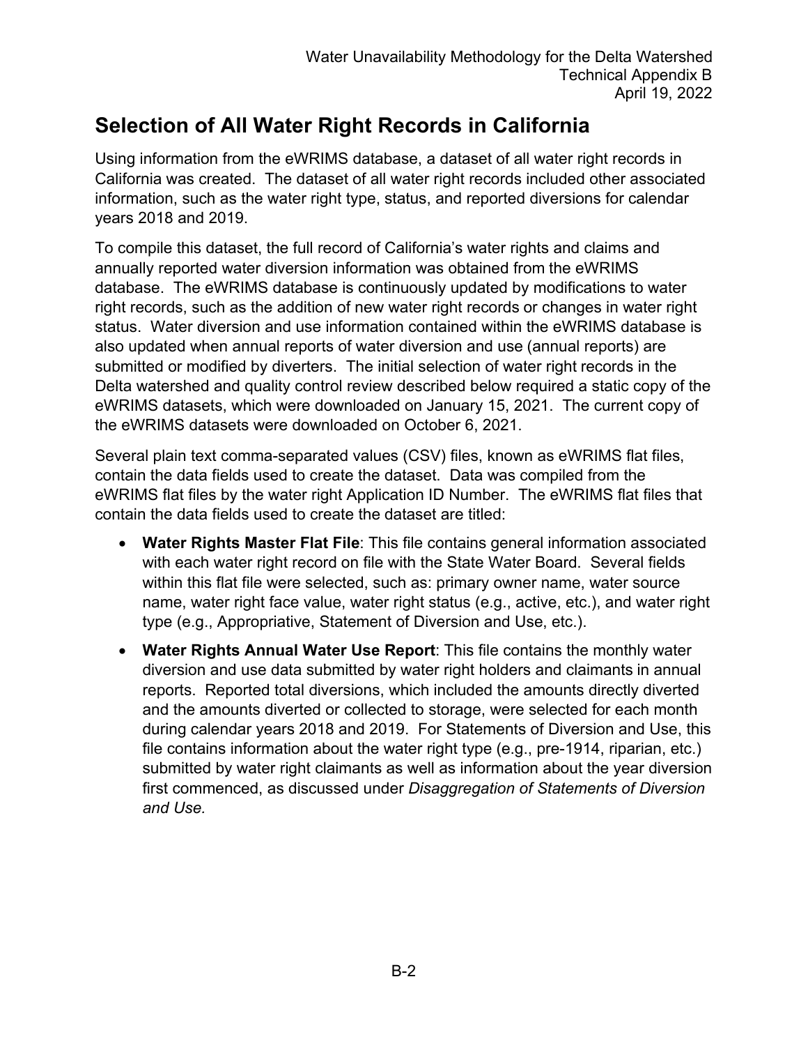## Selection of All Water Right Records in California

Using information from the eWRIMS database, a dataset of all water right records in California was created. The dataset of all water right records included other associated information, such as the water right type, status, and reported diversions for calendar years 2018 and 2019.

To compile this dataset, the full record of California's water rights and claims and annually reported water diversion information was obtained from the eWRIMS database. The eWRIMS database is continuously updated by modifications to water right records, such as the addition of new water right records or changes in water right status. Water diversion and use information contained within the eWRIMS database is also updated when annual reports of water diversion and use (annual reports) are submitted or modified by diverters. The initial selection of water right records in the Delta watershed and quality control review described below required a static copy of the eWRIMS datasets, which were downloaded on January 15, 2021. The current copy of the eWRIMS datasets were downloaded on October 6, 2021.

Several plain text comma-separated values (CSV) files, known as eWRIMS flat files, contain the data fields used to create the dataset. Data was compiled from the eWRIMS flat files by the water right Application ID Number. The eWRIMS flat files that contain the data fields used to create the dataset are titled:

- **Water Rights Master Flat File**: This file contains general information associated with each water right record on file with the State Water Board. Several fields within this flat file were selected, such as: primary owner name, water source name, water right face value, water right status (e.g., active, etc.), and water right type (e.g., Appropriative, Statement of Diversion and Use, etc.).
- **Water Rights Annual Water Use Report**: This file contains the monthly water diversion and use data submitted by water right holders and claimants in annual reports. Reported total diversions, which included the amounts directly diverted and the amounts diverted or collected to storage, were selected for each month during calendar years 2018 and 2019. For Statements of Diversion and Use, this file contains information about the water right type (e.g., pre-1914, riparian, etc.) submitted by water right claimants as well as information about the year diversion first commenced, as discussed under *Disaggregation of Statements of Diversion and Use.*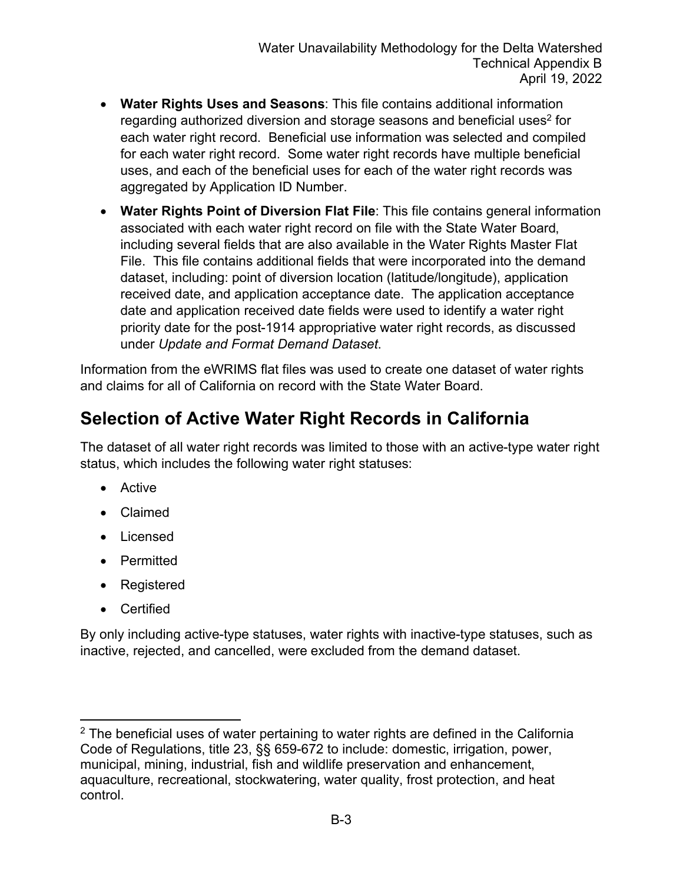- **Water Rights Uses and Seasons**: This file contains additional information regarding authorized diversion and storage seasons and beneficial uses[2] for each water right record. Beneficial use information was selected and compiled for each water right record. Some water right records have multiple beneficial uses, and each of the beneficial uses for each of the water right records was aggregated by Application ID Number.
- **Water Rights Point of Diversion Flat File**: This file contains general information associated with each water right record on file with the State Water Board, including several fields that are also available in the Water Rights Master Flat File. This file contains additional fields that were incorporated into the demand dataset, including: point of diversion location (latitude/longitude), application received date, and application acceptance date. The application acceptance date and application received date fields were used to identify a water right priority date for the post-1914 appropriative water right records, as discussed under *Update and Format Demand Dataset*.

Information from the eWRIMS flat files was used to create one dataset of water rights and claims for all of California on record with the State Water Board.

## Selection of Active Water Right Records in California

The dataset of all water right records was limited to those with an active-type water right status, which includes the following water right statuses:

- Active
- Claimed
- Licensed
- Permitted
- Registered
- Certified

By only including active-type statuses, water rights with inactive-type statuses, such as inactive, rejected, and cancelled, were excluded from the demand dataset.

---

[2] The beneficial uses of water pertaining to water rights are defined in the California Code of Regulations, title 23, §§ 659-672 to include: domestic, irrigation, power, municipal, mining, industrial, fish and wildlife preservation and enhancement, aquaculture, recreational, stockwatering, water quality, frost protection, and heat control.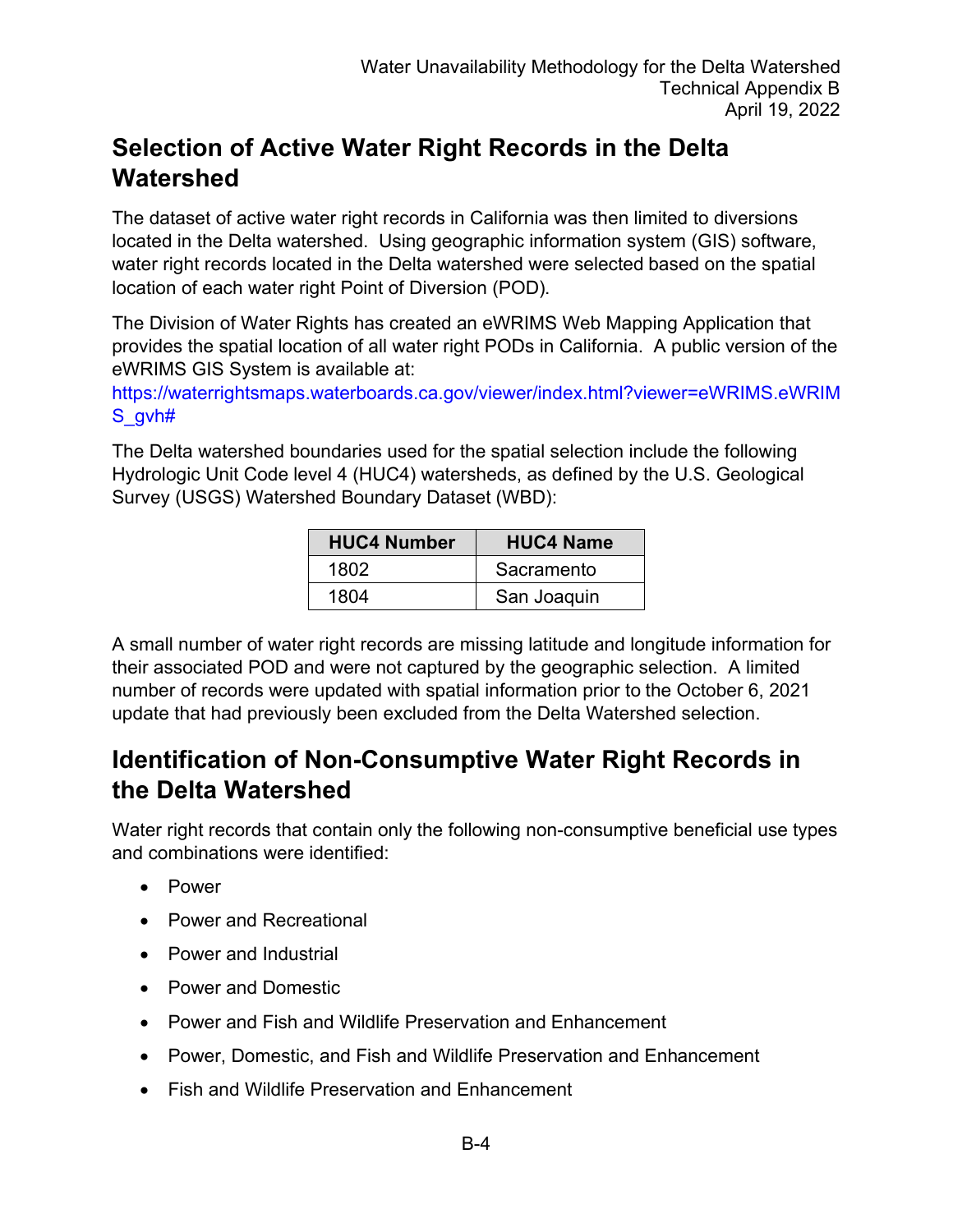## Selection of Active Water Right Records in the Delta Watershed

The dataset of active water right records in California was then limited to diversions located in the Delta watershed. Using geographic information system (GIS) software, water right records located in the Delta watershed were selected based on the spatial location of each water right Point of Diversion (POD).

The Division of Water Rights has created an eWRIMS Web Mapping Application that provides the spatial location of all water right PODs in California. A public version of the eWRIMS GIS System is available at: https://waterrightsmaps.waterboards.ca.gov/viewer/index.html?viewer=eWRIMS.eWRIMS_gvh#

The Delta watershed boundaries used for the spatial selection include the following Hydrologic Unit Code level 4 (HUC4) watersheds, as defined by the U.S. Geological Survey (USGS) Watershed Boundary Dataset (WBD):

| HUC4 Number | HUC4 Name |
|---|---|
| 1802 | Sacramento |
| 1804 | San Joaquin |

A small number of water right records are missing latitude and longitude information for their associated POD and were not captured by the geographic selection. A limited number of records were updated with spatial information prior to the October 6, 2021 update that had previously been excluded from the Delta Watershed selection.

## Identification of Non-Consumptive Water Right Records in the Delta Watershed

Water right records that contain only the following non-consumptive beneficial use types and combinations were identified:

- Power
- Power and Recreational
- Power and Industrial
- Power and Domestic
- Power and Fish and Wildlife Preservation and Enhancement
- Power, Domestic, and Fish and Wildlife Preservation and Enhancement
- Fish and Wildlife Preservation and Enhancement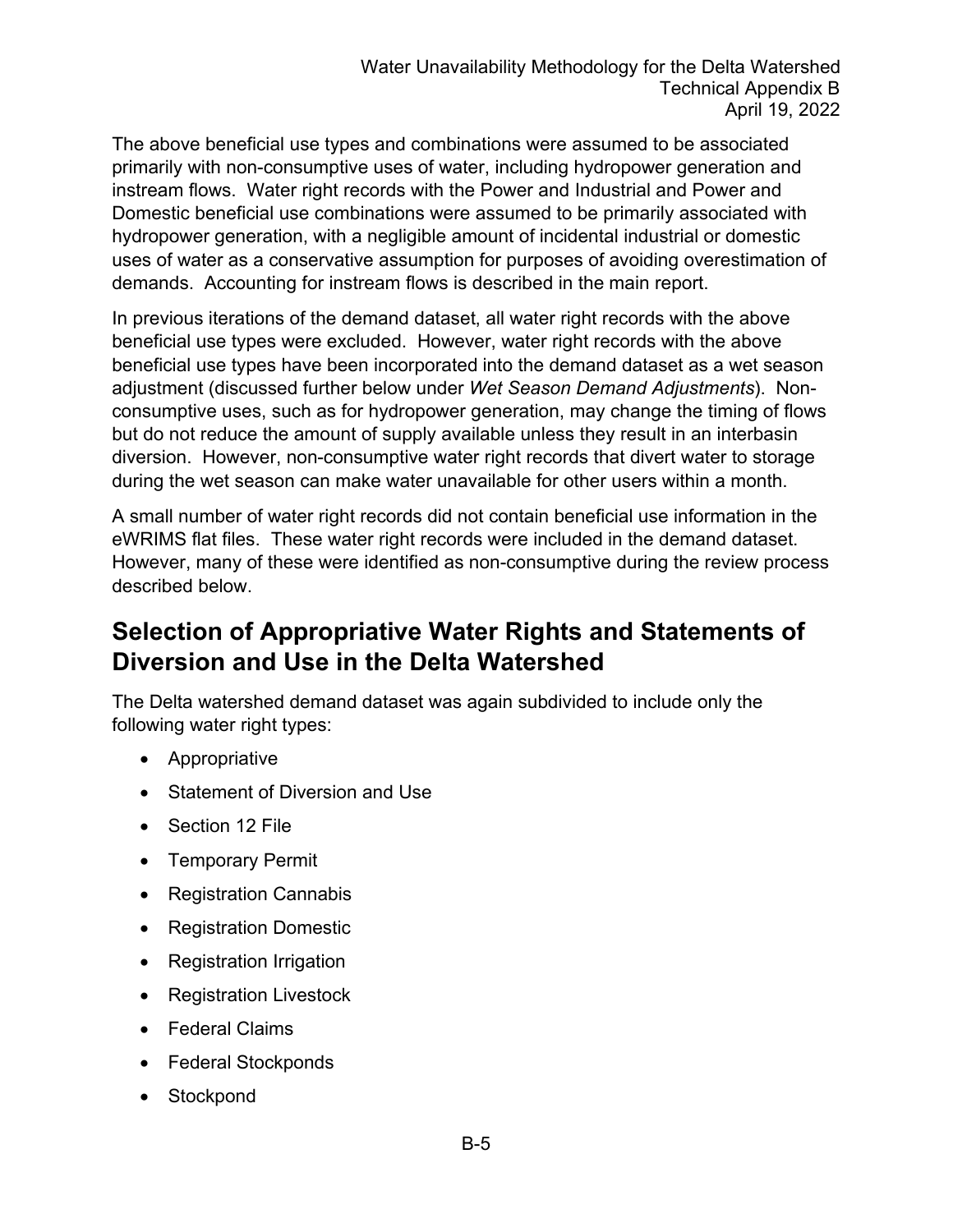The above beneficial use types and combinations were assumed to be associated primarily with non-consumptive uses of water, including hydropower generation and instream flows. Water right records with the Power and Industrial and Power and Domestic beneficial use combinations were assumed to be primarily associated with hydropower generation, with a negligible amount of incidental industrial or domestic uses of water as a conservative assumption for purposes of avoiding overestimation of demands. Accounting for instream flows is described in the main report.

In previous iterations of the demand dataset, all water right records with the above beneficial use types were excluded. However, water right records with the above beneficial use types have been incorporated into the demand dataset as a wet season adjustment (discussed further below under *Wet Season Demand Adjustments*). Non-consumptive uses, such as for hydropower generation, may change the timing of flows but do not reduce the amount of supply available unless they result in an interbasin diversion. However, non-consumptive water right records that divert water to storage during the wet season can make water unavailable for other users within a month.

A small number of water right records did not contain beneficial use information in the eWRIMS flat files. These water right records were included in the demand dataset. However, many of these were identified as non-consumptive during the review process described below.

## Selection of Appropriative Water Rights and Statements of Diversion and Use in the Delta Watershed

The Delta watershed demand dataset was again subdivided to include only the following water right types:

- Appropriative
- Statement of Diversion and Use
- Section 12 File
- Temporary Permit
- Registration Cannabis
- Registration Domestic
- Registration Irrigation
- Registration Livestock
- Federal Claims
- Federal Stockponds
- Stockpond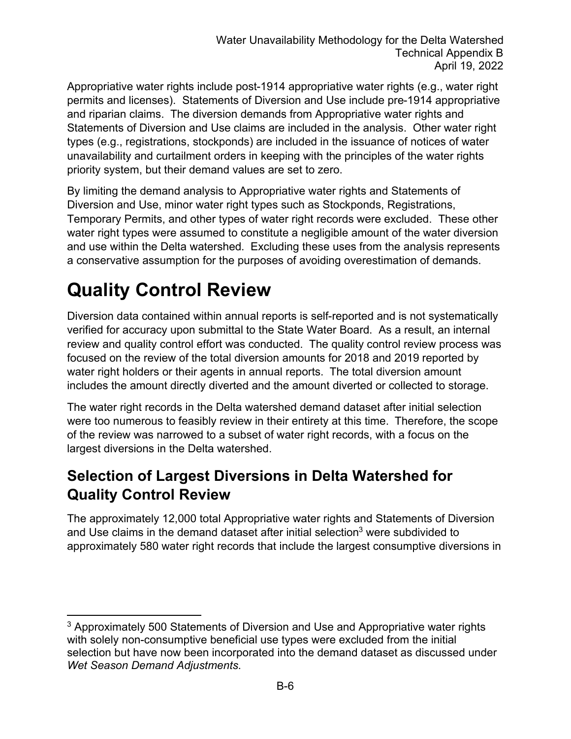Appropriative water rights include post-1914 appropriative water rights (e.g., water right permits and licenses). Statements of Diversion and Use include pre-1914 appropriative and riparian claims. The diversion demands from Appropriative water rights and Statements of Diversion and Use claims are included in the analysis. Other water right types (e.g., registrations, stockponds) are included in the issuance of notices of water unavailability and curtailment orders in keeping with the principles of the water rights priority system, but their demand values are set to zero.

By limiting the demand analysis to Appropriative water rights and Statements of Diversion and Use, minor water right types such as Stockponds, Registrations, Temporary Permits, and other types of water right records were excluded. These other water right types were assumed to constitute a negligible amount of the water diversion and use within the Delta watershed. Excluding these uses from the analysis represents a conservative assumption for the purposes of avoiding overestimation of demands.

# Quality Control Review

Diversion data contained within annual reports is self-reported and is not systematically verified for accuracy upon submittal to the State Water Board. As a result, an internal review and quality control effort was conducted. The quality control review process was focused on the review of the total diversion amounts for 2018 and 2019 reported by water right holders or their agents in annual reports. The total diversion amount includes the amount directly diverted and the amount diverted or collected to storage.

The water right records in the Delta watershed demand dataset after initial selection were too numerous to feasibly review in their entirety at this time. Therefore, the scope of the review was narrowed to a subset of water right records, with a focus on the largest diversions in the Delta watershed.

## Selection of Largest Diversions in Delta Watershed for Quality Control Review

The approximately 12,000 total Appropriative water rights and Statements of Diversion and Use claims in the demand dataset after initial selection[3] were subdivided to approximately 580 water right records that include the largest consumptive diversions in

[3] Approximately 500 Statements of Diversion and Use and Appropriative water rights with solely non-consumptive beneficial use types were excluded from the initial selection but have now been incorporated into the demand dataset as discussed under *Wet Season Demand Adjustments*.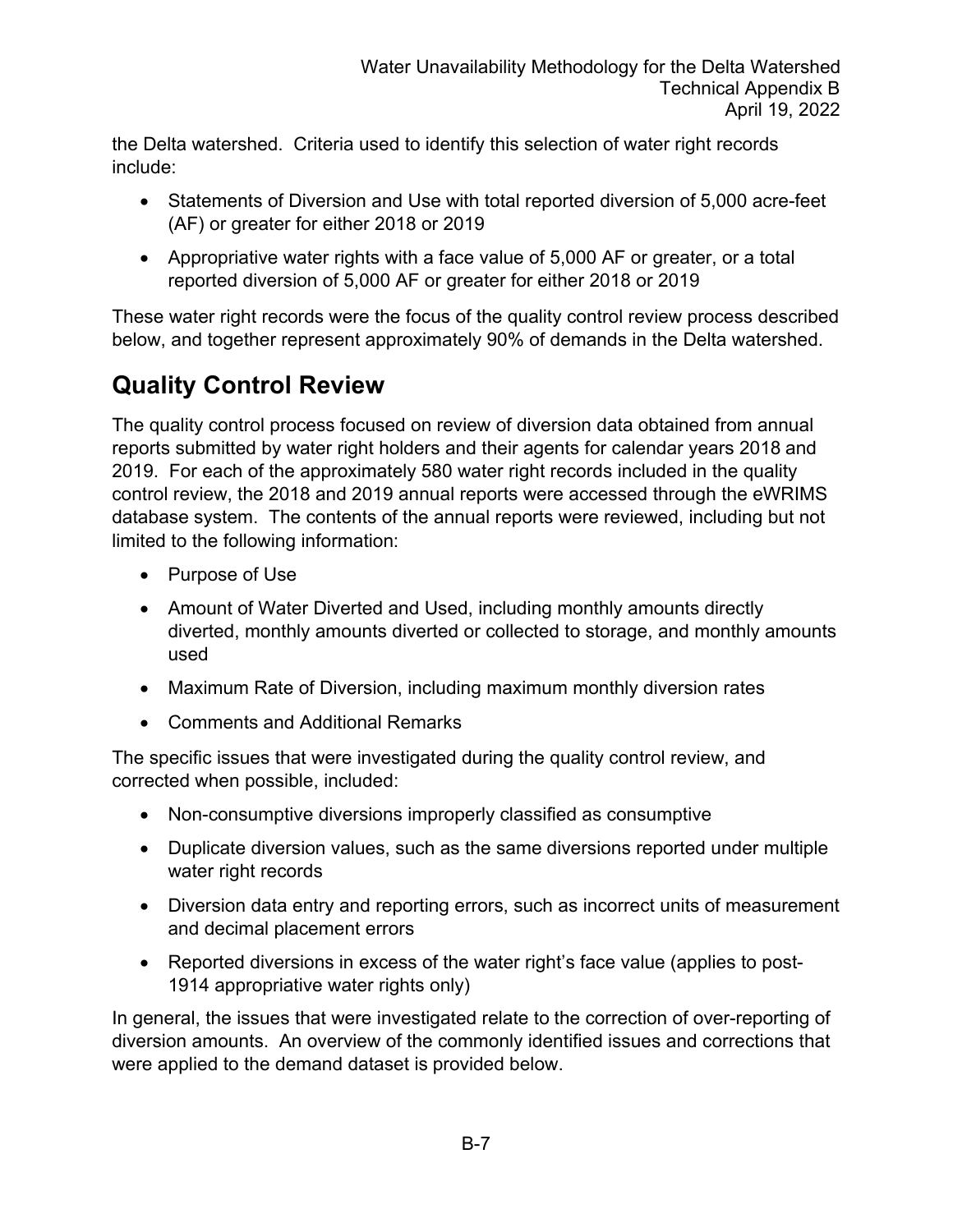the Delta watershed. Criteria used to identify this selection of water right records include:

- Statements of Diversion and Use with total reported diversion of 5,000 acre-feet (AF) or greater for either 2018 or 2019
- Appropriative water rights with a face value of 5,000 AF or greater, or a total reported diversion of 5,000 AF or greater for either 2018 or 2019

These water right records were the focus of the quality control review process described below, and together represent approximately 90% of demands in the Delta watershed.

## Quality Control Review

The quality control process focused on review of diversion data obtained from annual reports submitted by water right holders and their agents for calendar years 2018 and 2019. For each of the approximately 580 water right records included in the quality control review, the 2018 and 2019 annual reports were accessed through the eWRIMS database system. The contents of the annual reports were reviewed, including but not limited to the following information:

- Purpose of Use
- Amount of Water Diverted and Used, including monthly amounts directly diverted, monthly amounts diverted or collected to storage, and monthly amounts used
- Maximum Rate of Diversion, including maximum monthly diversion rates
- Comments and Additional Remarks

The specific issues that were investigated during the quality control review, and corrected when possible, included:

- Non-consumptive diversions improperly classified as consumptive
- Duplicate diversion values, such as the same diversions reported under multiple water right records
- Diversion data entry and reporting errors, such as incorrect units of measurement and decimal placement errors
- Reported diversions in excess of the water right's face value (applies to post-1914 appropriative water rights only)

In general, the issues that were investigated relate to the correction of over-reporting of diversion amounts. An overview of the commonly identified issues and corrections that were applied to the demand dataset is provided below.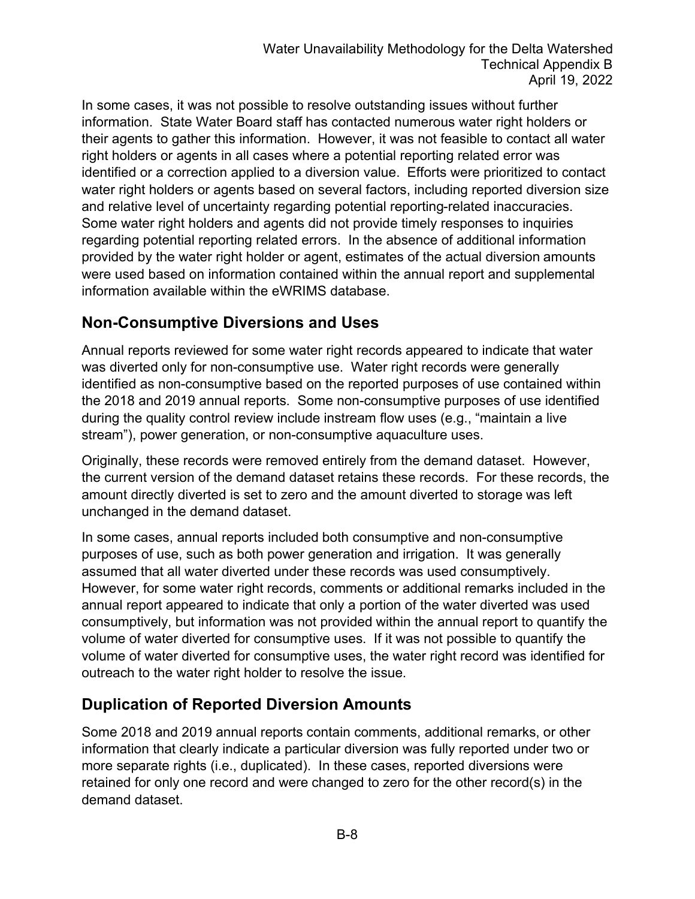In some cases, it was not possible to resolve outstanding issues without further information. State Water Board staff has contacted numerous water right holders or their agents to gather this information. However, it was not feasible to contact all water right holders or agents in all cases where a potential reporting related error was identified or a correction applied to a diversion value. Efforts were prioritized to contact water right holders or agents based on several factors, including reported diversion size and relative level of uncertainty regarding potential reporting-related inaccuracies. Some water right holders and agents did not provide timely responses to inquiries regarding potential reporting related errors. In the absence of additional information provided by the water right holder or agent, estimates of the actual diversion amounts were used based on information contained within the annual report and supplemental information available within the eWRIMS database.

## Non-Consumptive Diversions and Uses

Annual reports reviewed for some water right records appeared to indicate that water was diverted only for non-consumptive use. Water right records were generally identified as non-consumptive based on the reported purposes of use contained within the 2018 and 2019 annual reports. Some non-consumptive purposes of use identified during the quality control review include instream flow uses (e.g., "maintain a live stream"), power generation, or non-consumptive aquaculture uses.

Originally, these records were removed entirely from the demand dataset. However, the current version of the demand dataset retains these records. For these records, the amount directly diverted is set to zero and the amount diverted to storage was left unchanged in the demand dataset.

In some cases, annual reports included both consumptive and non-consumptive purposes of use, such as both power generation and irrigation. It was generally assumed that all water diverted under these records was used consumptively. However, for some water right records, comments or additional remarks included in the annual report appeared to indicate that only a portion of the water diverted was used consumptively, but information was not provided within the annual report to quantify the volume of water diverted for consumptive uses. If it was not possible to quantify the volume of water diverted for consumptive uses, the water right record was identified for outreach to the water right holder to resolve the issue.

## Duplication of Reported Diversion Amounts

Some 2018 and 2019 annual reports contain comments, additional remarks, or other information that clearly indicate a particular diversion was fully reported under two or more separate rights (i.e., duplicated). In these cases, reported diversions were retained for only one record and were changed to zero for the other record(s) in the demand dataset.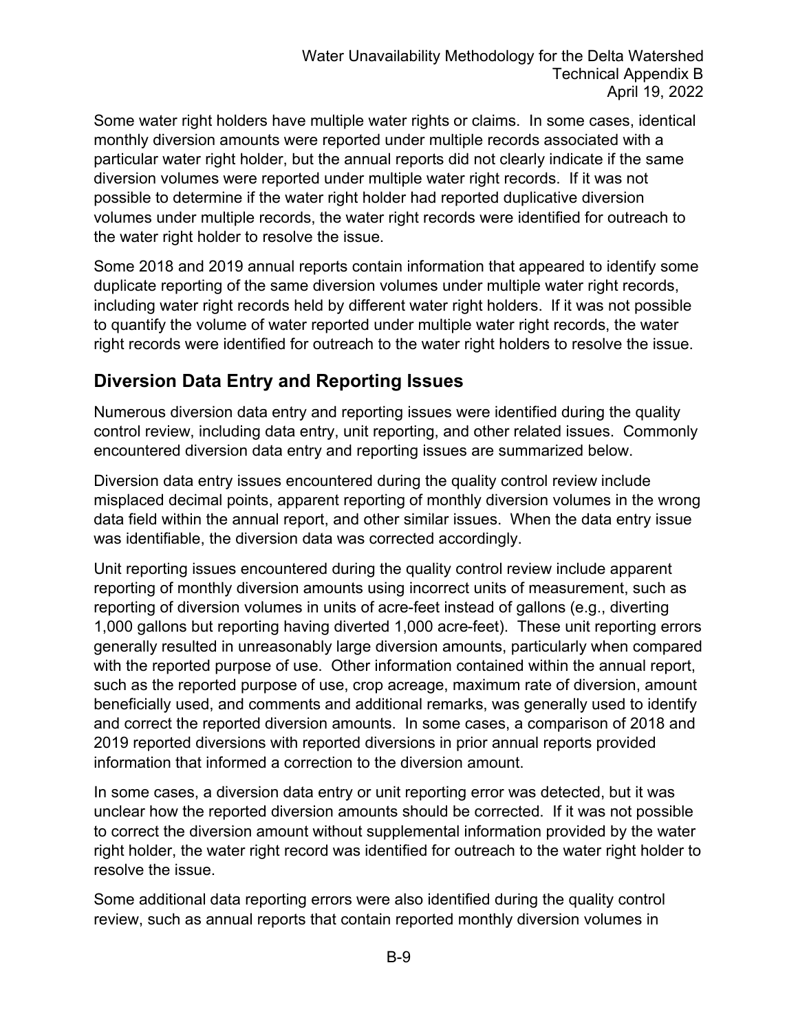Some water right holders have multiple water rights or claims. In some cases, identical monthly diversion amounts were reported under multiple records associated with a particular water right holder, but the annual reports did not clearly indicate if the same diversion volumes were reported under multiple water right records. If it was not possible to determine if the water right holder had reported duplicative diversion volumes under multiple records, the water right records were identified for outreach to the water right holder to resolve the issue.

Some 2018 and 2019 annual reports contain information that appeared to identify some duplicate reporting of the same diversion volumes under multiple water right records, including water right records held by different water right holders. If it was not possible to quantify the volume of water reported under multiple water right records, the water right records were identified for outreach to the water right holders to resolve the issue.

## Diversion Data Entry and Reporting Issues

Numerous diversion data entry and reporting issues were identified during the quality control review, including data entry, unit reporting, and other related issues. Commonly encountered diversion data entry and reporting issues are summarized below.

Diversion data entry issues encountered during the quality control review include misplaced decimal points, apparent reporting of monthly diversion volumes in the wrong data field within the annual report, and other similar issues. When the data entry issue was identifiable, the diversion data was corrected accordingly.

Unit reporting issues encountered during the quality control review include apparent reporting of monthly diversion amounts using incorrect units of measurement, such as reporting of diversion volumes in units of acre-feet instead of gallons (e.g., diverting 1,000 gallons but reporting having diverted 1,000 acre-feet). These unit reporting errors generally resulted in unreasonably large diversion amounts, particularly when compared with the reported purpose of use. Other information contained within the annual report, such as the reported purpose of use, crop acreage, maximum rate of diversion, amount beneficially used, and comments and additional remarks, was generally used to identify and correct the reported diversion amounts. In some cases, a comparison of 2018 and 2019 reported diversions with reported diversions in prior annual reports provided information that informed a correction to the diversion amount.

In some cases, a diversion data entry or unit reporting error was detected, but it was unclear how the reported diversion amounts should be corrected. If it was not possible to correct the diversion amount without supplemental information provided by the water right holder, the water right record was identified for outreach to the water right holder to resolve the issue.

Some additional data reporting errors were also identified during the quality control review, such as annual reports that contain reported monthly diversion volumes in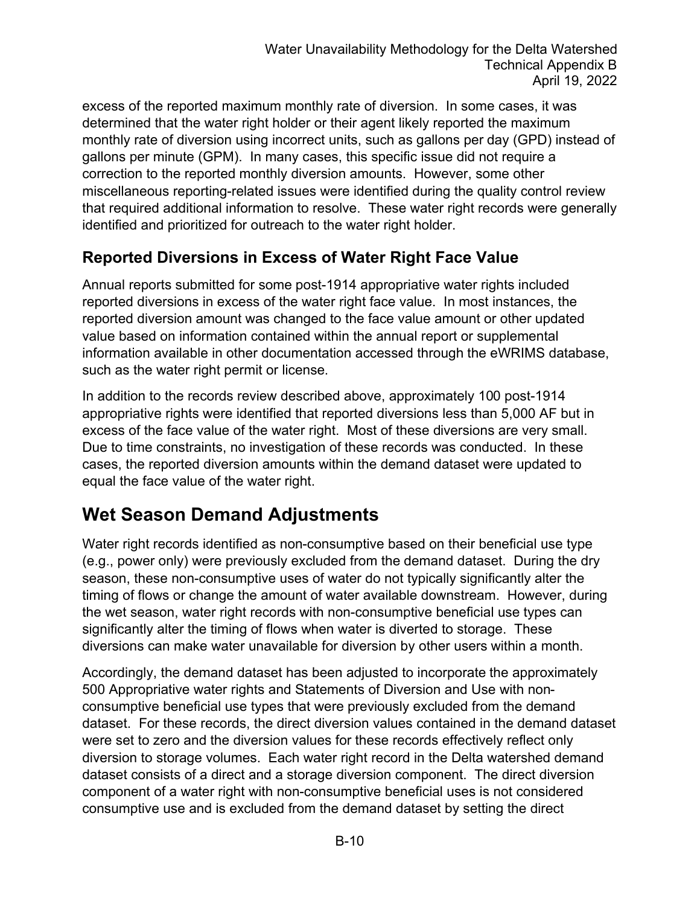excess of the reported maximum monthly rate of diversion. In some cases, it was determined that the water right holder or their agent likely reported the maximum monthly rate of diversion using incorrect units, such as gallons per day (GPD) instead of gallons per minute (GPM). In many cases, this specific issue did not require a correction to the reported monthly diversion amounts. However, some other miscellaneous reporting-related issues were identified during the quality control review that required additional information to resolve. These water right records were generally identified and prioritized for outreach to the water right holder.

### Reported Diversions in Excess of Water Right Face Value

Annual reports submitted for some post-1914 appropriative water rights included reported diversions in excess of the water right face value. In most instances, the reported diversion amount was changed to the face value amount or other updated value based on information contained within the annual report or supplemental information available in other documentation accessed through the eWRIMS database, such as the water right permit or license.

In addition to the records review described above, approximately 100 post-1914 appropriative rights were identified that reported diversions less than 5,000 AF but in excess of the face value of the water right. Most of these diversions are very small. Due to time constraints, no investigation of these records was conducted. In these cases, the reported diversion amounts within the demand dataset were updated to equal the face value of the water right.

## Wet Season Demand Adjustments

Water right records identified as non-consumptive based on their beneficial use type (e.g., power only) were previously excluded from the demand dataset. During the dry season, these non-consumptive uses of water do not typically significantly alter the timing of flows or change the amount of water available downstream. However, during the wet season, water right records with non-consumptive beneficial use types can significantly alter the timing of flows when water is diverted to storage. These diversions can make water unavailable for diversion by other users within a month.

Accordingly, the demand dataset has been adjusted to incorporate the approximately 500 Appropriative water rights and Statements of Diversion and Use with non-consumptive beneficial use types that were previously excluded from the demand dataset. For these records, the direct diversion values contained in the demand dataset were set to zero and the diversion values for these records effectively reflect only diversion to storage volumes. Each water right record in the Delta watershed demand dataset consists of a direct and a storage diversion component. The direct diversion component of a water right with non-consumptive beneficial uses is not considered consumptive use and is excluded from the demand dataset by setting the direct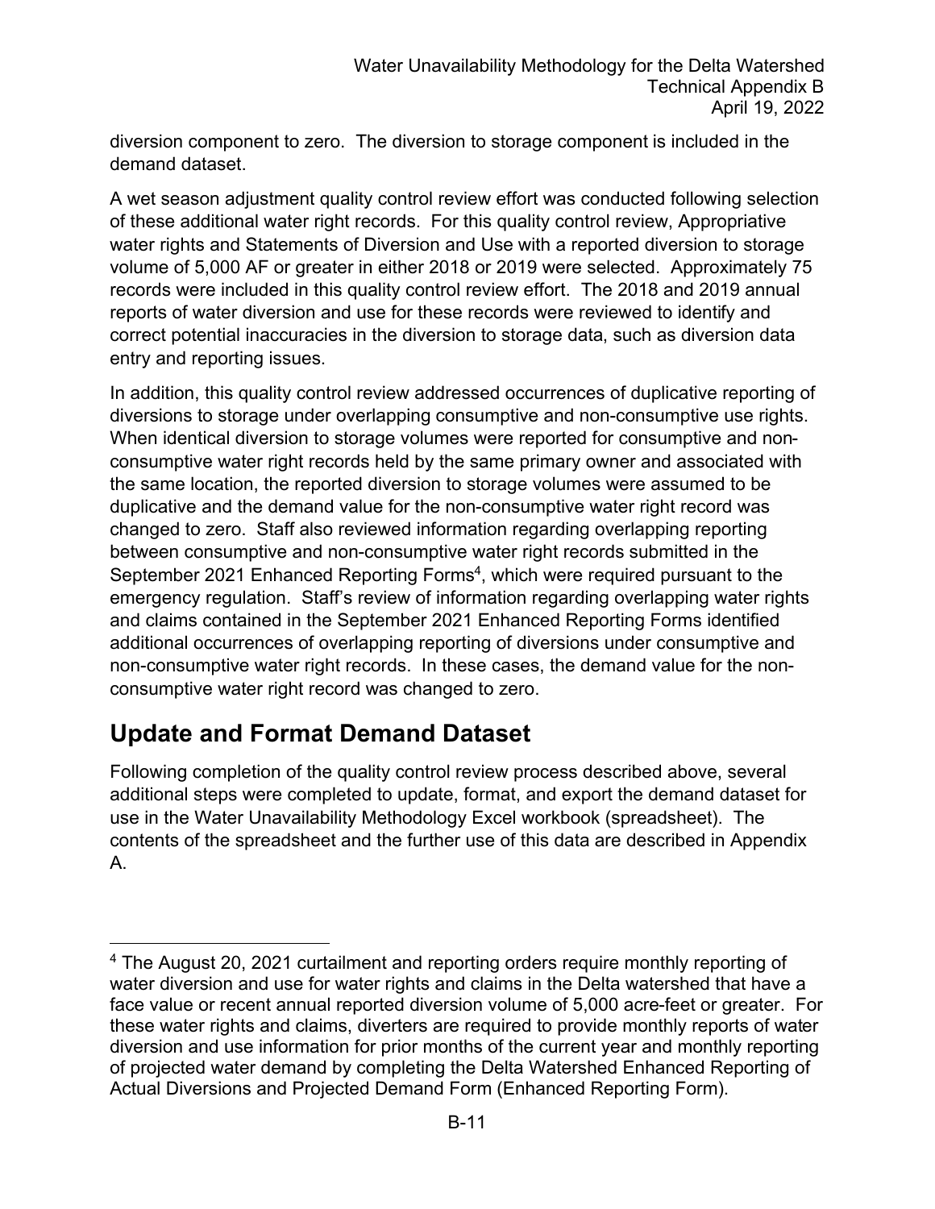diversion component to zero. The diversion to storage component is included in the demand dataset.

A wet season adjustment quality control review effort was conducted following selection of these additional water right records. For this quality control review, Appropriative water rights and Statements of Diversion and Use with a reported diversion to storage volume of 5,000 AF or greater in either 2018 or 2019 were selected. Approximately 75 records were included in this quality control review effort. The 2018 and 2019 annual reports of water diversion and use for these records were reviewed to identify and correct potential inaccuracies in the diversion to storage data, such as diversion data entry and reporting issues.

In addition, this quality control review addressed occurrences of duplicative reporting of diversions to storage under overlapping consumptive and non-consumptive use rights. When identical diversion to storage volumes were reported for consumptive and non-consumptive water right records held by the same primary owner and associated with the same location, the reported diversion to storage volumes were assumed to be duplicative and the demand value for the non-consumptive water right record was changed to zero. Staff also reviewed information regarding overlapping reporting between consumptive and non-consumptive water right records submitted in the September 2021 Enhanced Reporting Forms[4], which were required pursuant to the emergency regulation. Staff's review of information regarding overlapping water rights and claims contained in the September 2021 Enhanced Reporting Forms identified additional occurrences of overlapping reporting of diversions under consumptive and non-consumptive water right records. In these cases, the demand value for the non-consumptive water right record was changed to zero.

## Update and Format Demand Dataset

Following completion of the quality control review process described above, several additional steps were completed to update, format, and export the demand dataset for use in the Water Unavailability Methodology Excel workbook (spreadsheet). The contents of the spreadsheet and the further use of this data are described in Appendix A.

---

[4] The August 20, 2021 curtailment and reporting orders require monthly reporting of water diversion and use for water rights and claims in the Delta watershed that have a face value or recent annual reported diversion volume of 5,000 acre-feet or greater. For these water rights and claims, diverters are required to provide monthly reports of water diversion and use information for prior months of the current year and monthly reporting of projected water demand by completing the Delta Watershed Enhanced Reporting of Actual Diversions and Projected Demand Form (Enhanced Reporting Form).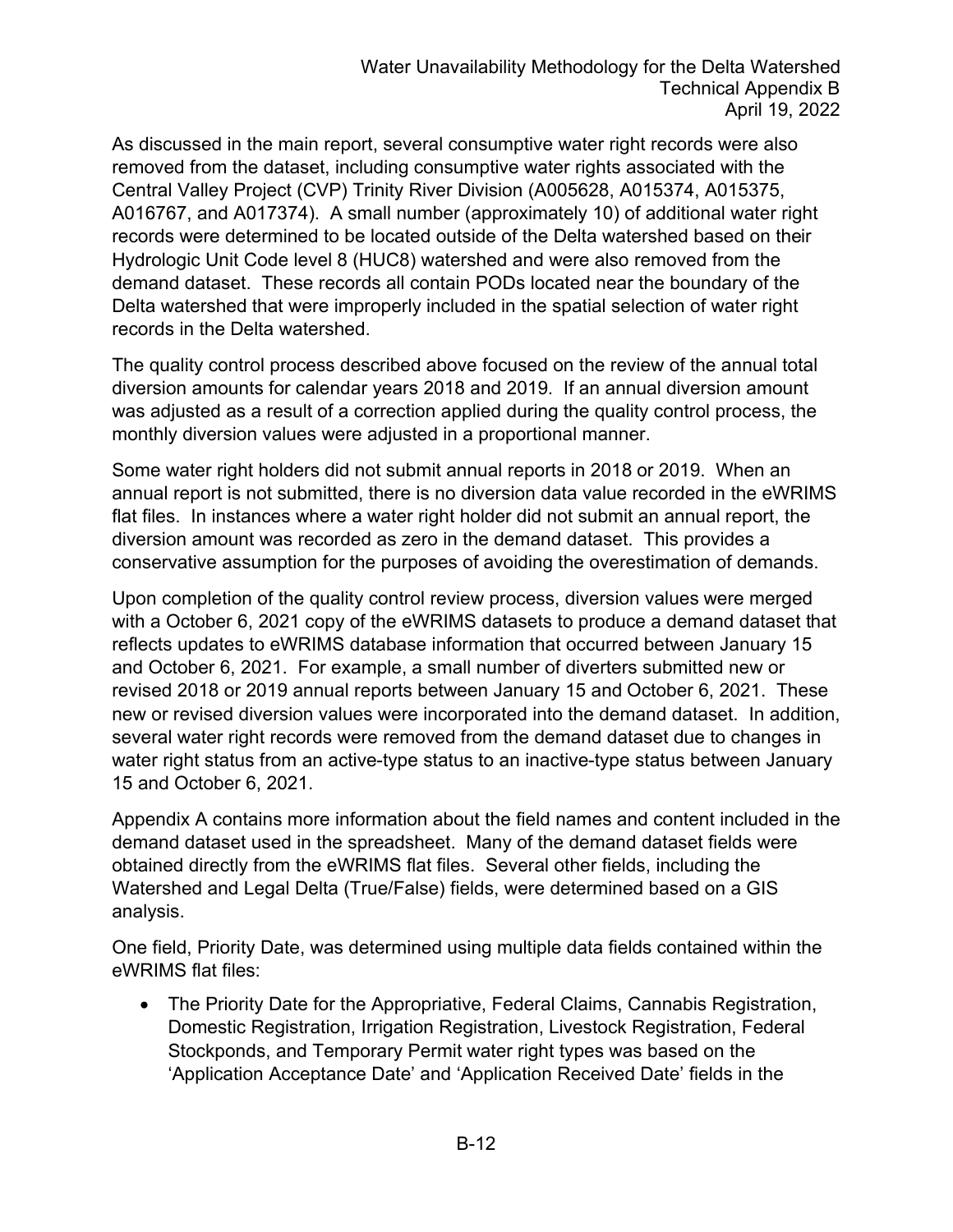As discussed in the main report, several consumptive water right records were also removed from the dataset, including consumptive water rights associated with the Central Valley Project (CVP) Trinity River Division (A005628, A015374, A015375, A016767, and A017374). A small number (approximately 10) of additional water right records were determined to be located outside of the Delta watershed based on their Hydrologic Unit Code level 8 (HUC8) watershed and were also removed from the demand dataset. These records all contain PODs located near the boundary of the Delta watershed that were improperly included in the spatial selection of water right records in the Delta watershed.

The quality control process described above focused on the review of the annual total diversion amounts for calendar years 2018 and 2019. If an annual diversion amount was adjusted as a result of a correction applied during the quality control process, the monthly diversion values were adjusted in a proportional manner.

Some water right holders did not submit annual reports in 2018 or 2019. When an annual report is not submitted, there is no diversion data value recorded in the eWRIMS flat files. In instances where a water right holder did not submit an annual report, the diversion amount was recorded as zero in the demand dataset. This provides a conservative assumption for the purposes of avoiding the overestimation of demands.

Upon completion of the quality control review process, diversion values were merged with a October 6, 2021 copy of the eWRIMS datasets to produce a demand dataset that reflects updates to eWRIMS database information that occurred between January 15 and October 6, 2021. For example, a small number of diverters submitted new or revised 2018 or 2019 annual reports between January 15 and October 6, 2021. These new or revised diversion values were incorporated into the demand dataset. In addition, several water right records were removed from the demand dataset due to changes in water right status from an active-type status to an inactive-type status between January 15 and October 6, 2021.

Appendix A contains more information about the field names and content included in the demand dataset used in the spreadsheet. Many of the demand dataset fields were obtained directly from the eWRIMS flat files. Several other fields, including the Watershed and Legal Delta (True/False) fields, were determined based on a GIS analysis.

One field, Priority Date, was determined using multiple data fields contained within the eWRIMS flat files:

- The Priority Date for the Appropriative, Federal Claims, Cannabis Registration, Domestic Registration, Irrigation Registration, Livestock Registration, Federal Stockponds, and Temporary Permit water right types was based on the 'Application Acceptance Date' and 'Application Received Date' fields in the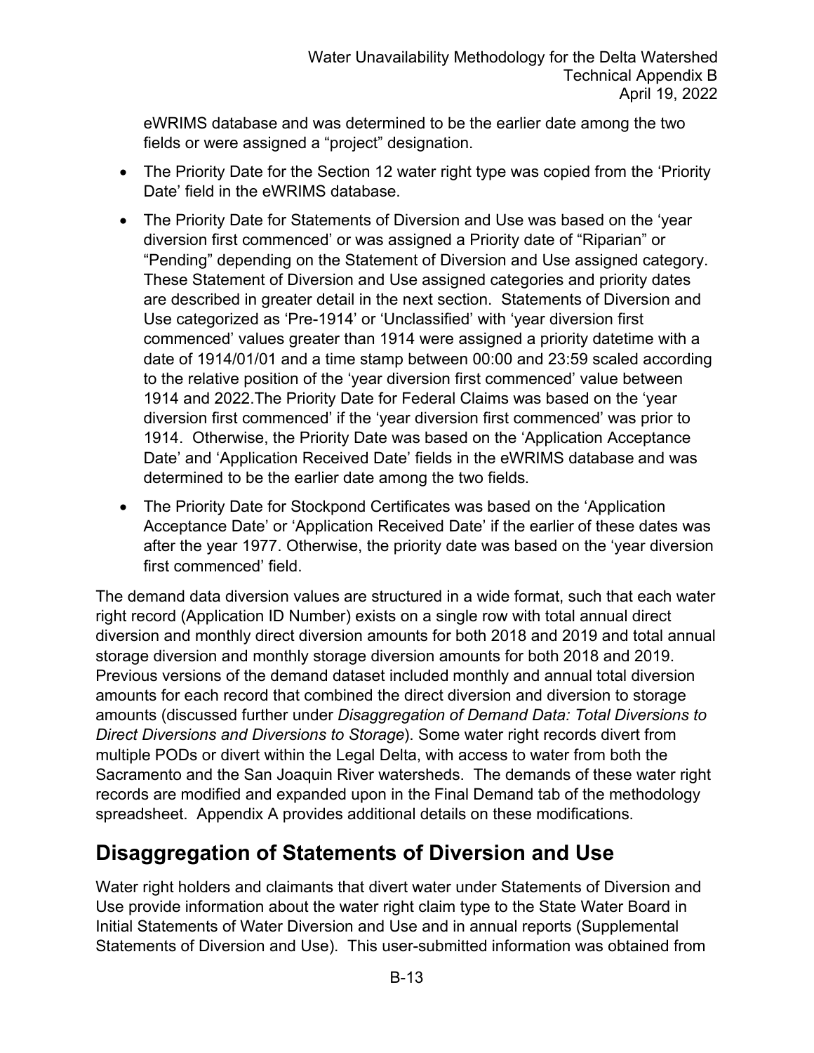eWRIMS database and was determined to be the earlier date among the two fields or were assigned a "project" designation.

- The Priority Date for the Section 12 water right type was copied from the 'Priority Date' field in the eWRIMS database.
- The Priority Date for Statements of Diversion and Use was based on the 'year diversion first commenced' or was assigned a Priority date of "Riparian" or "Pending" depending on the Statement of Diversion and Use assigned category. These Statement of Diversion and Use assigned categories and priority dates are described in greater detail in the next section. Statements of Diversion and Use categorized as 'Pre-1914' or 'Unclassified' with 'year diversion first commenced' values greater than 1914 were assigned a priority datetime with a date of 1914/01/01 and a time stamp between 00:00 and 23:59 scaled according to the relative position of the 'year diversion first commenced' value between 1914 and 2022.The Priority Date for Federal Claims was based on the 'year diversion first commenced' if the 'year diversion first commenced' was prior to 1914. Otherwise, the Priority Date was based on the 'Application Acceptance Date' and 'Application Received Date' fields in the eWRIMS database and was determined to be the earlier date among the two fields.
- The Priority Date for Stockpond Certificates was based on the 'Application Acceptance Date' or 'Application Received Date' if the earlier of these dates was after the year 1977. Otherwise, the priority date was based on the 'year diversion first commenced' field.

The demand data diversion values are structured in a wide format, such that each water right record (Application ID Number) exists on a single row with total annual direct diversion and monthly direct diversion amounts for both 2018 and 2019 and total annual storage diversion and monthly storage diversion amounts for both 2018 and 2019. Previous versions of the demand dataset included monthly and annual total diversion amounts for each record that combined the direct diversion and diversion to storage amounts (discussed further under *Disaggregation of Demand Data: Total Diversions to Direct Diversions and Diversions to Storage*). Some water right records divert from multiple PODs or divert within the Legal Delta, with access to water from both the Sacramento and the San Joaquin River watersheds. The demands of these water right records are modified and expanded upon in the Final Demand tab of the methodology spreadsheet. Appendix A provides additional details on these modifications.

## Disaggregation of Statements of Diversion and Use

Water right holders and claimants that divert water under Statements of Diversion and Use provide information about the water right claim type to the State Water Board in Initial Statements of Water Diversion and Use and in annual reports (Supplemental Statements of Diversion and Use). This user-submitted information was obtained from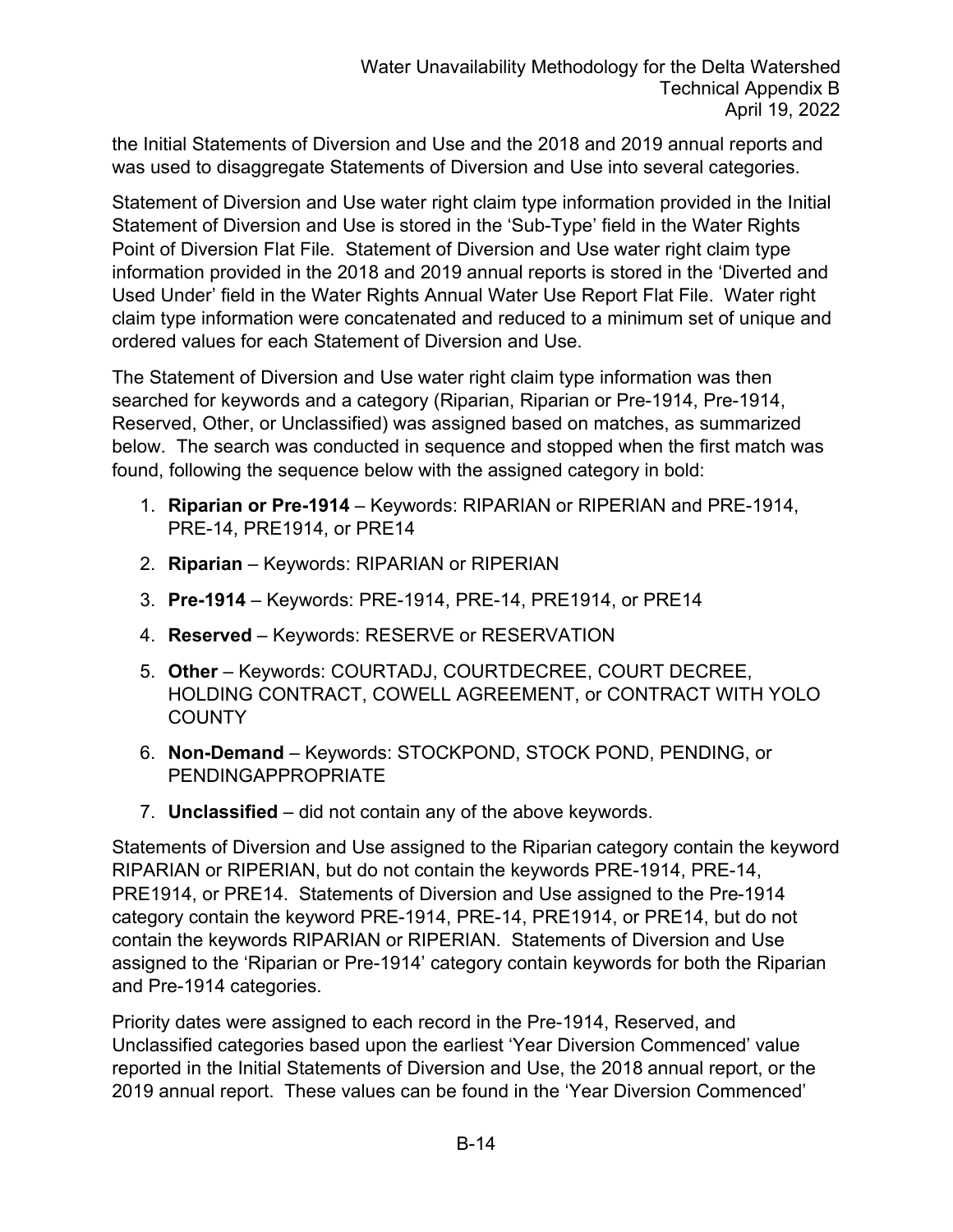the Initial Statements of Diversion and Use and the 2018 and 2019 annual reports and was used to disaggregate Statements of Diversion and Use into several categories.

Statement of Diversion and Use water right claim type information provided in the Initial Statement of Diversion and Use is stored in the 'Sub-Type' field in the Water Rights Point of Diversion Flat File. Statement of Diversion and Use water right claim type information provided in the 2018 and 2019 annual reports is stored in the 'Diverted and Used Under' field in the Water Rights Annual Water Use Report Flat File. Water right claim type information were concatenated and reduced to a minimum set of unique and ordered values for each Statement of Diversion and Use.

The Statement of Diversion and Use water right claim type information was then searched for keywords and a category (Riparian, Riparian or Pre-1914, Pre-1914, Reserved, Other, or Unclassified) was assigned based on matches, as summarized below. The search was conducted in sequence and stopped when the first match was found, following the sequence below with the assigned category in bold:

1. **Riparian or Pre-1914** – Keywords: RIPARIAN or RIPERIAN and PRE-1914, PRE-14, PRE1914, or PRE14
2. **Riparian** – Keywords: RIPARIAN or RIPERIAN
3. **Pre-1914** – Keywords: PRE-1914, PRE-14, PRE1914, or PRE14
4. **Reserved** – Keywords: RESERVE or RESERVATION
5. **Other** – Keywords: COURTADJ, COURTDECREE, COURT DECREE, HOLDING CONTRACT, COWELL AGREEMENT, or CONTRACT WITH YOLO COUNTY
6. **Non-Demand** – Keywords: STOCKPOND, STOCK POND, PENDING, or PENDINGAPPROPRIATE
7. **Unclassified** – did not contain any of the above keywords.

Statements of Diversion and Use assigned to the Riparian category contain the keyword RIPARIAN or RIPERIAN, but do not contain the keywords PRE-1914, PRE-14, PRE1914, or PRE14. Statements of Diversion and Use assigned to the Pre-1914 category contain the keyword PRE-1914, PRE-14, PRE1914, or PRE14, but do not contain the keywords RIPARIAN or RIPERIAN. Statements of Diversion and Use assigned to the 'Riparian or Pre-1914' category contain keywords for both the Riparian and Pre-1914 categories.

Priority dates were assigned to each record in the Pre-1914, Reserved, and Unclassified categories based upon the earliest 'Year Diversion Commenced' value reported in the Initial Statements of Diversion and Use, the 2018 annual report, or the 2019 annual report. These values can be found in the 'Year Diversion Commenced'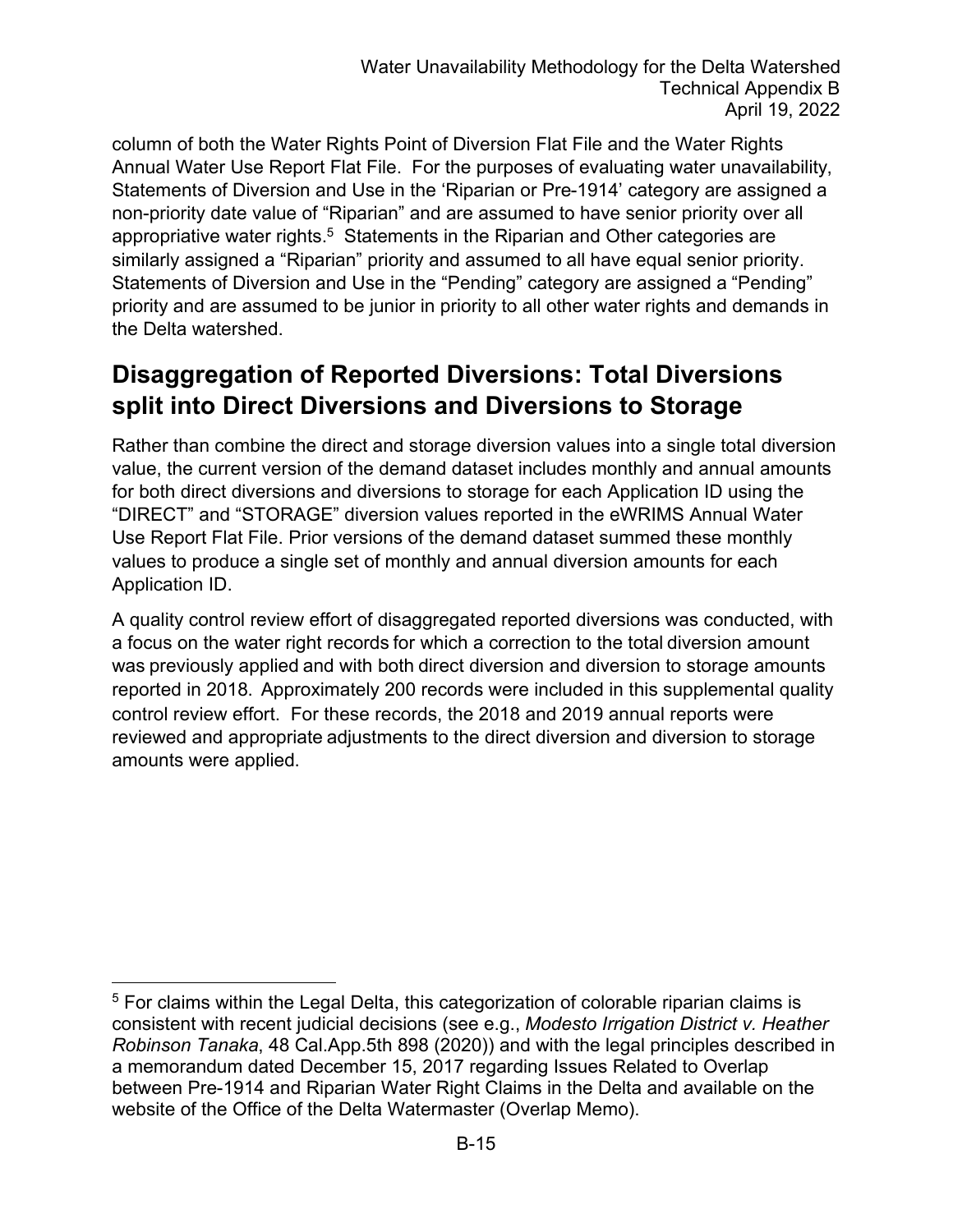column of both the Water Rights Point of Diversion Flat File and the Water Rights Annual Water Use Report Flat File. For the purposes of evaluating water unavailability, Statements of Diversion and Use in the 'Riparian or Pre-1914' category are assigned a non-priority date value of "Riparian" and are assumed to have senior priority over all appropriative water rights.[5] Statements in the Riparian and Other categories are similarly assigned a "Riparian" priority and assumed to all have equal senior priority. Statements of Diversion and Use in the "Pending" category are assigned a "Pending" priority and are assumed to be junior in priority to all other water rights and demands in the Delta watershed.

## Disaggregation of Reported Diversions: Total Diversions split into Direct Diversions and Diversions to Storage

Rather than combine the direct and storage diversion values into a single total diversion value, the current version of the demand dataset includes monthly and annual amounts for both direct diversions and diversions to storage for each Application ID using the "DIRECT" and "STORAGE" diversion values reported in the eWRIMS Annual Water Use Report Flat File. Prior versions of the demand dataset summed these monthly values to produce a single set of monthly and annual diversion amounts for each Application ID.

A quality control review effort of disaggregated reported diversions was conducted, with a focus on the water right records for which a correction to the total diversion amount was previously applied and with both direct diversion and diversion to storage amounts reported in 2018. Approximately 200 records were included in this supplemental quality control review effort. For these records, the 2018 and 2019 annual reports were reviewed and appropriate adjustments to the direct diversion and diversion to storage amounts were applied.

---

[5] For claims within the Legal Delta, this categorization of colorable riparian claims is consistent with recent judicial decisions (see e.g., *Modesto Irrigation District v. Heather Robinson Tanaka*, 48 Cal.App.5th 898 (2020)) and with the legal principles described in a memorandum dated December 15, 2017 regarding Issues Related to Overlap between Pre-1914 and Riparian Water Right Claims in the Delta and available on the website of the Office of the Delta Watermaster (Overlap Memo).